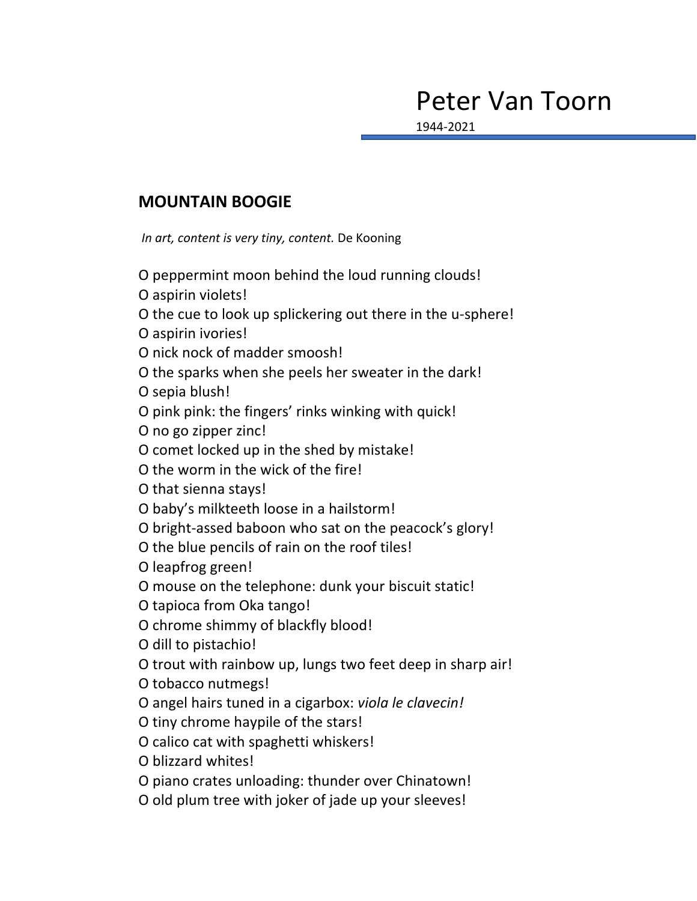# Peter Van Toorn

1944-2021

## MOUNTAIN BOOGIE

*In art, content is very tiny, content.* De Kooning

O peppermint moon behind the loud running clouds!
O aspirin violets!
O the cue to look up splickering out there in the u-sphere!
O aspirin ivories!
O nick nock of madder smoosh!
O the sparks when she peels her sweater in the dark!
O sepia blush!
O pink pink: the fingers' rinks winking with quick!
O no go zipper zinc!
O comet locked up in the shed by mistake!
O the worm in the wick of the fire!
O that sienna stays!
O baby's milkteeth loose in a hailstorm!
O bright-assed baboon who sat on the peacock's glory!
O the blue pencils of rain on the roof tiles!
O leapfrog green!
O mouse on the telephone: dunk your biscuit static!
O tapioca from Oka tango!
O chrome shimmy of blackfly blood!
O dill to pistachio!
O trout with rainbow up, lungs two feet deep in sharp air!
O tobacco nutmegs!
O angel hairs tuned in a cigarbox: *viola le clavecin!*
O tiny chrome haypile of the stars!
O calico cat with spaghetti whiskers!
O blizzard whites!
O piano crates unloading: thunder over Chinatown!
O old plum tree with joker of jade up your sleeves!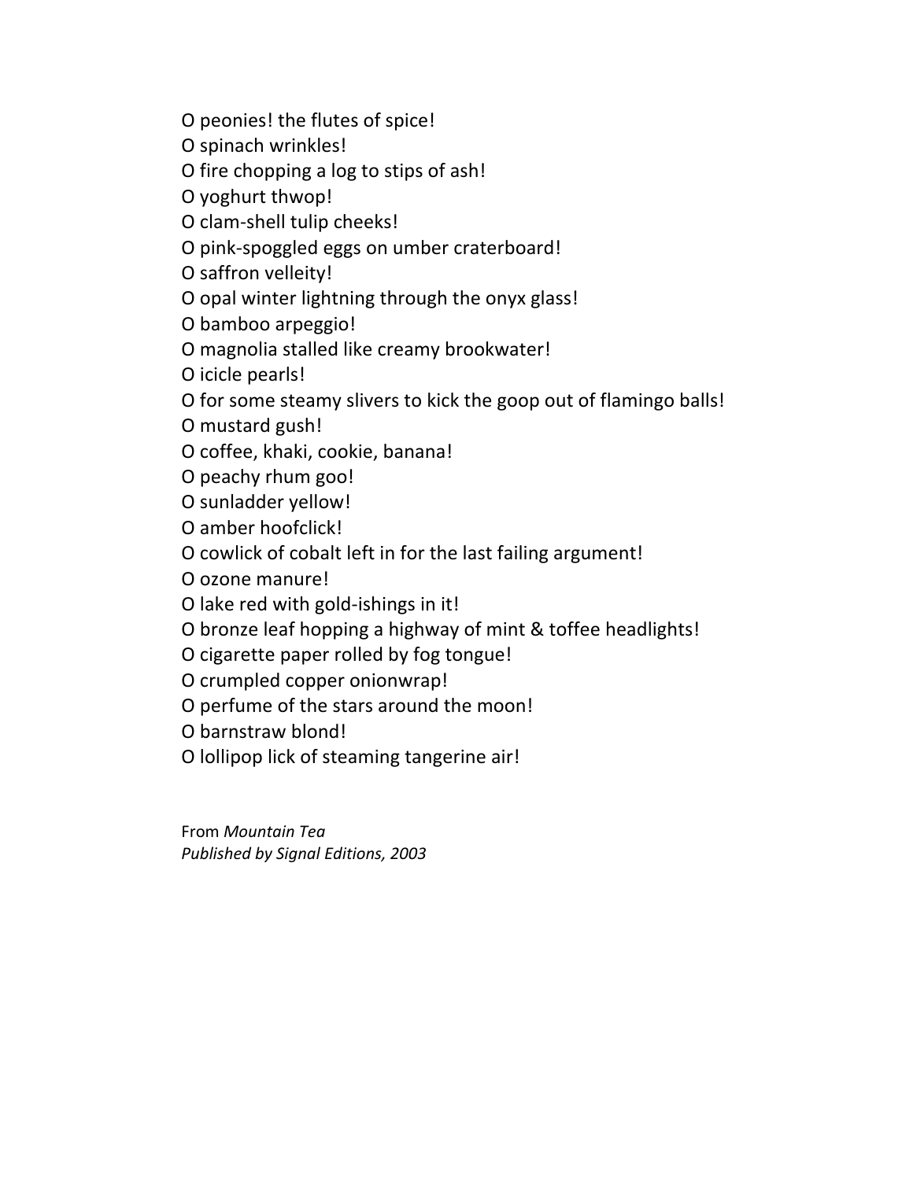O peonies! the flutes of spice!  
O spinach wrinkles!  
O fire chopping a log to stips of ash!  
O yoghurt thwop!  
O clam-shell tulip cheeks!  
O pink-spoggled eggs on umber craterboard!  
O saffron velleity!  
O opal winter lightning through the onyx glass!  
O bamboo arpeggio!  
O magnolia stalled like creamy brookwater!  
O icicle pearls!  
O for some steamy slivers to kick the goop out of flamingo balls!  
O mustard gush!  
O coffee, khaki, cookie, banana!  
O peachy rhum goo!  
O sunladder yellow!  
O amber hoofclick!  
O cowlick of cobalt left in for the last failing argument!  
O ozone manure!  
O lake red with gold-ishings in it!  
O bronze leaf hopping a highway of mint & toffee headlights!  
O cigarette paper rolled by fog tongue!  
O crumpled copper onionwrap!  
O perfume of the stars around the moon!  
O barnstraw blond!  
O lollipop lick of steaming tangerine air!

From *Mountain Tea*  
*Published by Signal Editions, 2003*